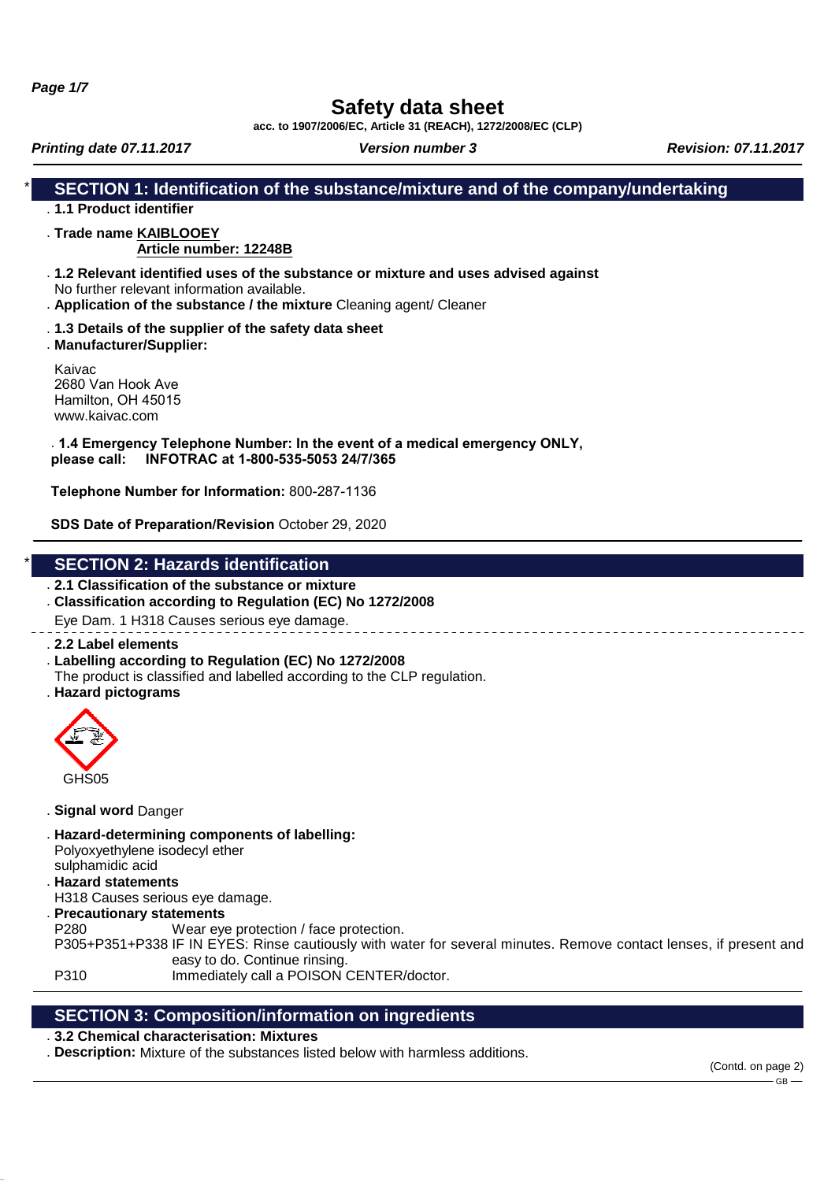# Safety data sheet

acc. to 1907/2006/EC, Article 31 (REACH), 1272/2008/EC (CLP)

*Printing date 07.11.2017* *Version number 3* *Revision: 07.11.2017*

## SECTION 1: Identification of the substance/mixture and of the company/undertaking

- **1.1 Product identifier**
- **Trade name** **KAIBLOOEY**
  **Article number: 12248B**
- **1.2 Relevant identified uses of the substance or mixture and uses advised against**
  No further relevant information available.
- **Application of the substance / the mixture** Cleaning agent/ Cleaner
- **1.3 Details of the supplier of the safety data sheet**
- **Manufacturer/Supplier:**

Kaivac
2680 Van Hook Ave
Hamilton, OH 45015
www.kaivac.com

**1.4 Emergency Telephone Number: In the event of a medical emergency ONLY, please call: INFOTRAC at 1-800-535-5053 24/7/365**

**Telephone Number for Information:** 800-287-1136

**SDS Date of Preparation/Revision** October 29, 2020

## SECTION 2: Hazards identification

- **2.1 Classification of the substance or mixture**
- **Classification according to Regulation (EC) No 1272/2008**
  Eye Dam. 1 H318 Causes serious eye damage.

- **2.2 Label elements**
- **Labelling according to Regulation (EC) No 1272/2008**
  The product is classified and labelled according to the CLP regulation.
- **Hazard pictograms**

GHS05

- **Signal word** Danger
- **Hazard-determining components of labelling:**
  Polyoxyethylene isodecyl ether
  sulphamidic acid
- **Hazard statements**
  H318 Causes serious eye damage.
- **Precautionary statements**
  P280 Wear eye protection / face protection.
  P305+P351+P338 IF IN EYES: Rinse cautiously with water for several minutes. Remove contact lenses, if present and easy to do. Continue rinsing.
  P310 Immediately call a POISON CENTER/doctor.

## SECTION 3: Composition/information on ingredients

- **3.2 Chemical characterisation: Mixtures**
- **Description:** Mixture of the substances listed below with harmless additions.

(Contd. on page 2)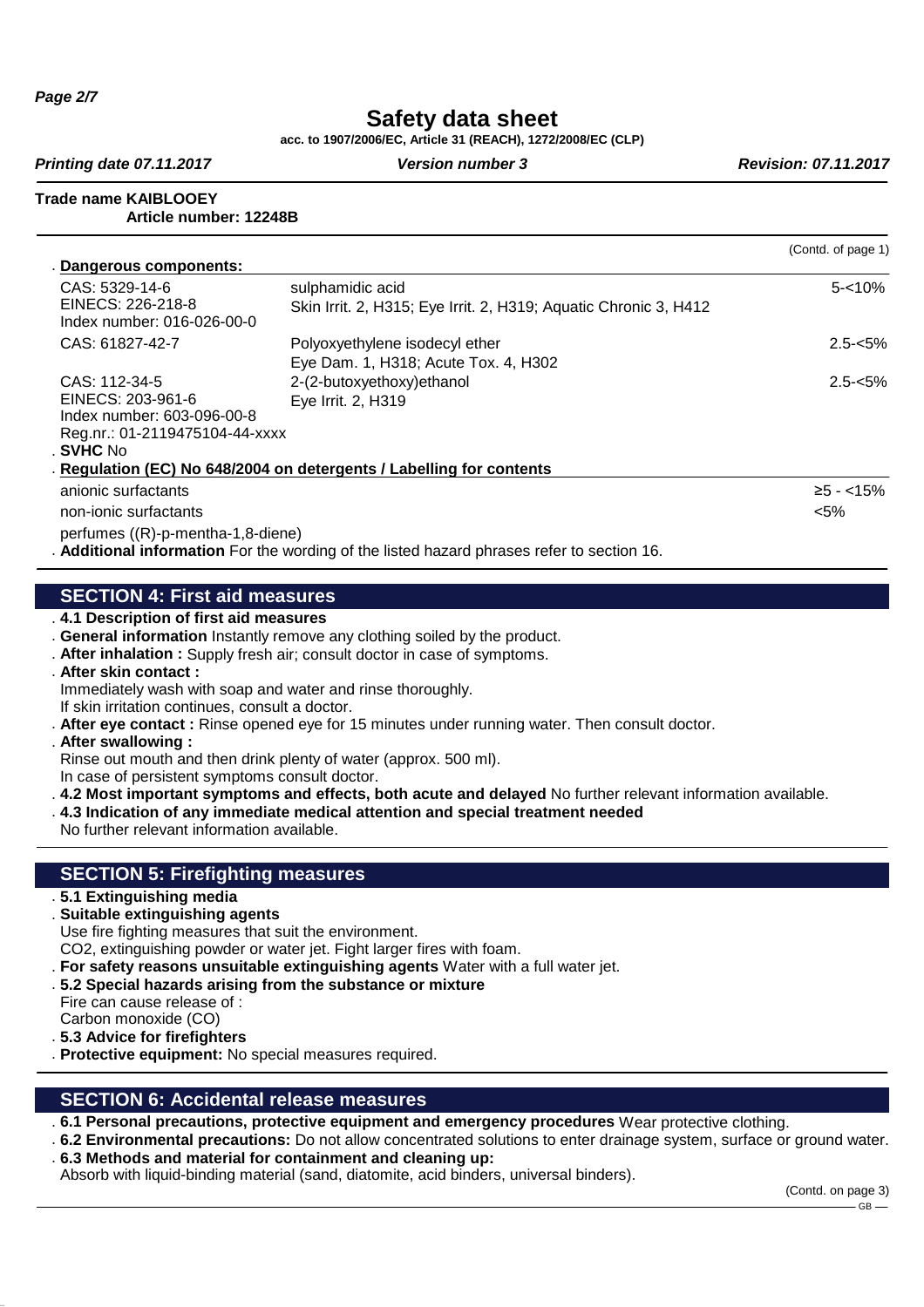**Trade name KAIBLOOEY**

**Article number: 12248B**

(Contd. of page 1)

**Dangerous components:**

| | | |
|---|---|---|
| CAS: 5329-14-6<br>EINECS: 226-218-8<br>Index number: 016-026-00-0 | sulphamidic acid<br>Skin Irrit. 2, H315; Eye Irrit. 2, H319; Aquatic Chronic 3, H412 | 5-<10% |
| CAS: 61827-42-7 | Polyoxyethylene isodecyl ether<br>Eye Dam. 1, H318; Acute Tox. 4, H302 | 2.5-<5% |
| CAS: 112-34-5<br>EINECS: 203-961-6<br>Index number: 603-096-00-8<br>Reg.nr.: 01-2119475104-44-xxxx | 2-(2-butoxyethoxy)ethanol<br>Eye Irrit. 2, H319 | 2.5-<5% |

**SVHC** No

**Regulation (EC) No 648/2004 on detergents / Labelling for contents**

| | |
|---|---|
| anionic surfactants | ≥5 - <15% |
| non-ionic surfactants | <5% |
| perfumes ((R)-p-mentha-1,8-diene) | |

**Additional information** For the wording of the listed hazard phrases refer to section 16.

## SECTION 4: First aid measures

**4.1 Description of first aid measures**

**General information** Instantly remove any clothing soiled by the product.

**After inhalation :** Supply fresh air; consult doctor in case of symptoms.

**After skin contact :**
Immediately wash with soap and water and rinse thoroughly.
If skin irritation continues, consult a doctor.

**After eye contact :** Rinse opened eye for 15 minutes under running water. Then consult doctor.

**After swallowing :**
Rinse out mouth and then drink plenty of water (approx. 500 ml).
In case of persistent symptoms consult doctor.

**4.2 Most important symptoms and effects, both acute and delayed** No further relevant information available.

**4.3 Indication of any immediate medical attention and special treatment needed**
No further relevant information available.

## SECTION 5: Firefighting measures

**5.1 Extinguishing media**

**Suitable extinguishing agents**
Use fire fighting measures that suit the environment.
$CO_2$, extinguishing powder or water jet. Fight larger fires with foam.

**For safety reasons unsuitable extinguishing agents** Water with a full water jet.

**5.2 Special hazards arising from the substance or mixture**
Fire can cause release of :
Carbon monoxide (CO)

**5.3 Advice for firefighters**

**Protective equipment:** No special measures required.

## SECTION 6: Accidental release measures

**6.1 Personal precautions, protective equipment and emergency procedures** Wear protective clothing.

**6.2 Environmental precautions:** Do not allow concentrated solutions to enter drainage system, surface or ground water.

**6.3 Methods and material for containment and cleaning up:**
Absorb with liquid-binding material (sand, diatomite, acid binders, universal binders).

(Contd. on page 3)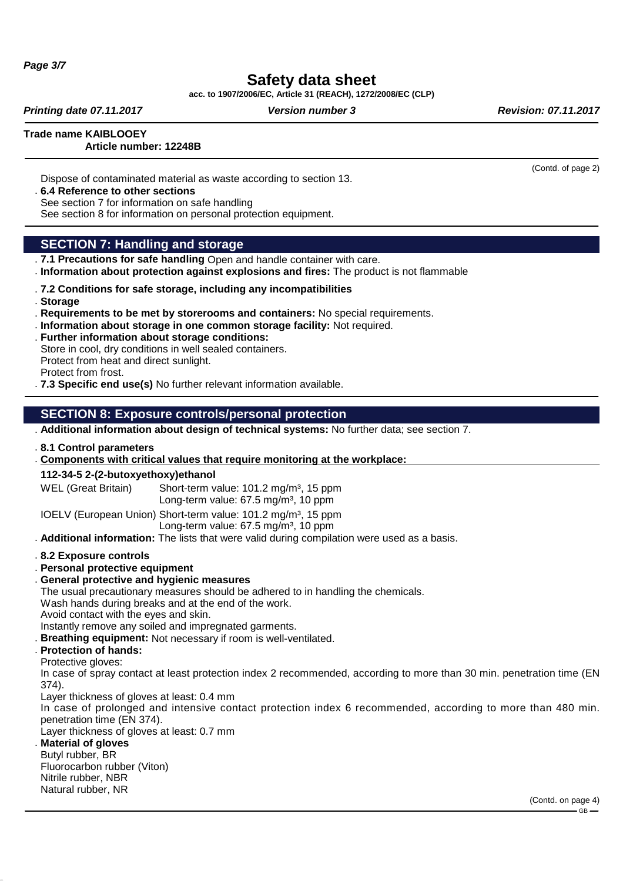(Contd. of page 2)

Dispose of contaminated material as waste according to section 13.

- **6.4 Reference to other sections**
  See section 7 for information on safe handling
  See section 8 for information on personal protection equipment.

## SECTION 7: Handling and storage

- **7.1 Precautions for safe handling** Open and handle container with care.
- **Information about protection against explosions and fires:** The product is not flammable
- **7.2 Conditions for safe storage, including any incompatibilities**
- **Storage**
- **Requirements to be met by storerooms and containers:** No special requirements.
- **Information about storage in one common storage facility:** Not required.
- **Further information about storage conditions:**
  Store in cool, dry conditions in well sealed containers.
  Protect from heat and direct sunlight.
  Protect from frost.
- **7.3 Specific end use(s)** No further relevant information available.

## SECTION 8: Exposure controls/personal protection

- **Additional information about design of technical systems:** No further data; see section 7.
- **8.1 Control parameters**
- **Components with critical values that require monitoring at the workplace:**

**112-34-5 2-(2-butoxyethoxy)ethanol**

| | |
|---|---|
| WEL (Great Britain) | Short-term value: 101.2 mg/m³, 15 ppm<br>Long-term value: 67.5 mg/m³, 10 ppm |
| IOELV (European Union) | Short-term value: 101.2 mg/m³, 15 ppm<br>Long-term value: 67.5 mg/m³, 10 ppm |

- **Additional information:** The lists that were valid during compilation were used as a basis.
- **8.2 Exposure controls**
- **Personal protective equipment**
- **General protective and hygienic measures**
  The usual precautionary measures should be adhered to in handling the chemicals.
  Wash hands during breaks and at the end of the work.
  Avoid contact with the eyes and skin.
  Instantly remove any soiled and impregnated garments.
- **Breathing equipment:** Not necessary if room is well-ventilated.
- **Protection of hands:**
  Protective gloves:
  In case of spray contact at least protection index 2 recommended, according to more than 30 min. penetration time (EN 374).
  Layer thickness of gloves at least: 0.4 mm
  In case of prolonged and intensive contact protection index 6 recommended, according to more than 480 min. penetration time (EN 374).
  Layer thickness of gloves at least: 0.7 mm
- **Material of gloves**
  Butyl rubber, BR
  Fluorocarbon rubber (Viton)
  Nitrile rubber, NBR
  Natural rubber, NR

(Contd. on page 4)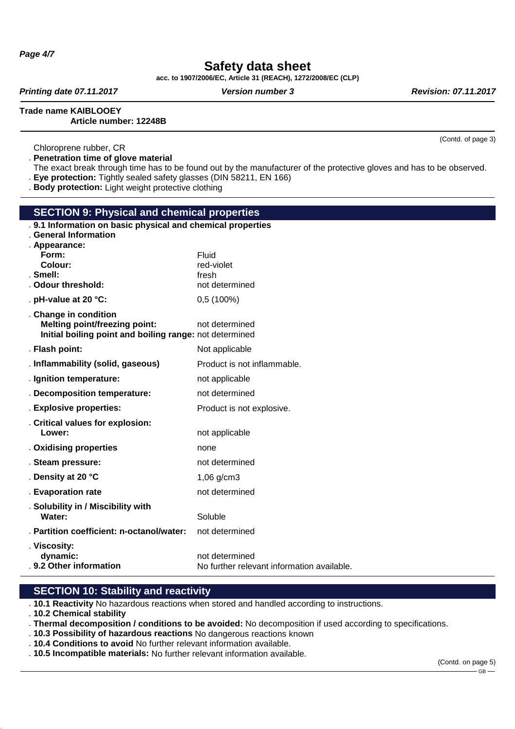(Contd. of page 3)

Chloroprene rubber, CR

- **Penetration time of glove material**
  The exact break through time has to be found out by the manufacturer of the protective gloves and has to be observed.
- **Eye protection:** Tightly sealed safety glasses (DIN 58211, EN 166)
- **Body protection:** Light weight protective clothing

## SECTION 9: Physical and chemical properties

- **9.1 Information on basic physical and chemical properties**
- **General Information**

| | |
|---|---|
| **Appearance:** | |
| **Form:** | Fluid |
| **Colour:** | red-violet |
| **Smell:** | fresh |
| **Odour threshold:** | not determined |
| **pH-value at 20 °C:** | 0,5 (100%) |
| **Change in condition** | |
| **Melting point/freezing point:** | not determined |
| **Initial boiling point and boiling range:** | not determined |
| **Flash point:** | Not applicable |
| **Inflammability (solid, gaseous)** | Product is not inflammable. |
| **Ignition temperature:** | not applicable |
| **Decomposition temperature:** | not determined |
| **Explosive properties:** | Product is not explosive. |
| **Critical values for explosion:** | |
| **Lower:** | not applicable |
| **Oxidising properties** | none |
| **Steam pressure:** | not determined |
| **Density at 20 °C** | 1,06 g/cm3 |
| **Evaporation rate** | not determined |
| **Solubility in / Miscibility with** | |
| **Water:** | Soluble |
| **Partition coefficient: n-octanol/water:** | not determined |
| **Viscosity:** | |
| **dynamic:** | not determined |
| **9.2 Other information** | No further relevant information available. |

## SECTION 10: Stability and reactivity

- **10.1 Reactivity** No hazardous reactions when stored and handled according to instructions.
- **10.2 Chemical stability**
- **Thermal decomposition / conditions to be avoided:** No decomposition if used according to specifications.
- **10.3 Possibility of hazardous reactions** No dangerous reactions known
- **10.4 Conditions to avoid** No further relevant information available.
- **10.5 Incompatible materials:** No further relevant information available.

(Contd. on page 5)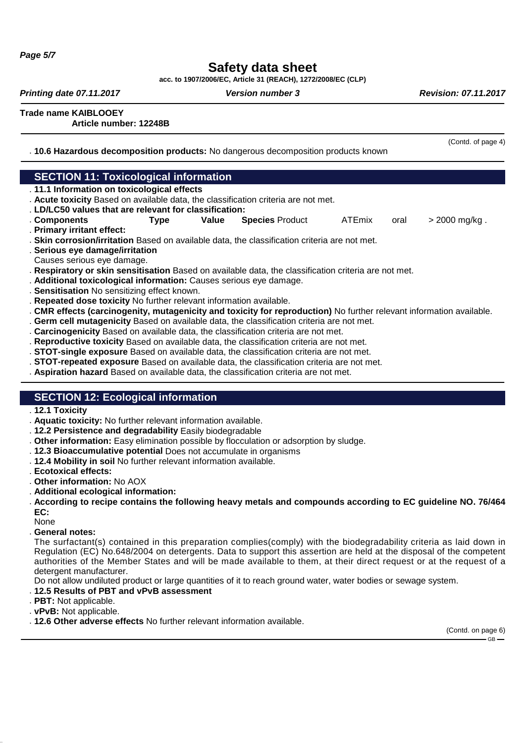# Safety data sheet

acc. to 1907/2006/EC, Article 31 (REACH), 1272/2008/EC (CLP)

*Printing date 07.11.2017* — *Version number 3* — *Revision: 07.11.2017*

**Trade name KAIBLOOEY**
**Article number: 12248B**

(Contd. of page 4)

- **10.6 Hazardous decomposition products:** No dangerous decomposition products known

## SECTION 11: Toxicological information

- **11.1 Information on toxicological effects**
- **Acute toxicity** Based on available data, the classification criteria are not met.
- **LD/LC50 values that are relevant for classification:**

| Components | Type | Value | Species |
|---|---|---|---|
| Product | ATEmix | oral | > 2000 mg/kg . |

- **Primary irritant effect:**
- **Skin corrosion/irritation** Based on available data, the classification criteria are not met.
- **Serious eye damage/irritation**
  Causes serious eye damage.
- **Respiratory or skin sensitisation** Based on available data, the classification criteria are not met.
- **Additional toxicological information:** Causes serious eye damage.
- **Sensitisation** No sensitizing effect known.
- **Repeated dose toxicity** No further relevant information available.
- **CMR effects (carcinogenity, mutagenicity and toxicity for reproduction)** No further relevant information available.
- **Germ cell mutagenicity** Based on available data, the classification criteria are not met.
- **Carcinogenicity** Based on available data, the classification criteria are not met.
- **Reproductive toxicity** Based on available data, the classification criteria are not met.
- **STOT-single exposure** Based on available data, the classification criteria are not met.
- **STOT-repeated exposure** Based on available data, the classification criteria are not met.
- **Aspiration hazard** Based on available data, the classification criteria are not met.

## SECTION 12: Ecological information

- **12.1 Toxicity**
- **Aquatic toxicity:** No further relevant information available.
- **12.2 Persistence and degradability** Easily biodegradable
- **Other information:** Easy elimination possible by flocculation or adsorption by sludge.
- **12.3 Bioaccumulative potential** Does not accumulate in organisms
- **12.4 Mobility in soil** No further relevant information available.
- **Ecotoxical effects:**
- **Other information:** No AOX
- **Additional ecological information:**
- **According to recipe contains the following heavy metals and compounds according to EC guideline NO. 76/464 EC:**
  None
- **General notes:**
  The surfactant(s) contained in this preparation complies(comply) with the biodegradability criteria as laid down in Regulation (EC) No.648/2004 on detergents. Data to support this assertion are held at the disposal of the competent authorities of the Member States and will be made available to them, at their direct request or at the request of a detergent manufacturer.
  Do not allow undiluted product or large quantities of it to reach ground water, water bodies or sewage system.
- **12.5 Results of PBT and vPvB assessment**
- **PBT:** Not applicable.
- **vPvB:** Not applicable.
- **12.6 Other adverse effects** No further relevant information available.

(Contd. on page 6)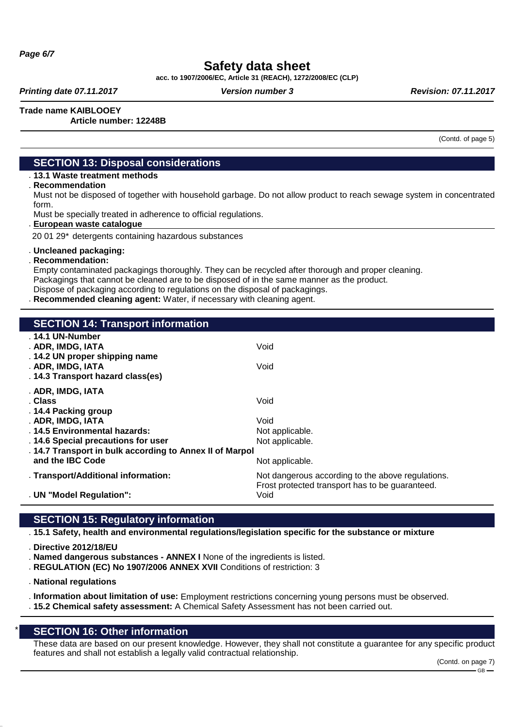## Safety data sheet

acc. to 1907/2006/EC, Article 31 (REACH), 1272/2008/EC (CLP)

*Printing date 07.11.2017* *Version number 3* *Revision: 07.11.2017*

**Trade name KAIBLOOEY**
**Article number: 12248B**

(Contd. of page 5)

## SECTION 13: Disposal considerations

- **13.1 Waste treatment methods**
- **Recommendation**

Must not be disposed of together with household garbage. Do not allow product to reach sewage system in concentrated form.

Must be specially treated in adherence to official regulations.

- **European waste catalogue**

20 01 29* detergents containing hazardous substances

- **Uncleaned packaging:**
- **Recommendation:**

Empty contaminated packagings thoroughly. They can be recycled after thorough and proper cleaning.
Packagings that cannot be cleaned are to be disposed of in the same manner as the product.
Dispose of packaging according to regulations on the disposal of packagings.

- **Recommended cleaning agent:** Water, if necessary with cleaning agent.

## SECTION 14: Transport information

| | |
|---|---|
| **14.1 UN-Number** | |
| **ADR, IMDG, IATA** | Void |
| **14.2 UN proper shipping name** | |
| **ADR, IMDG, IATA** | Void |
| **14.3 Transport hazard class(es)** | |
| **ADR, IMDG, IATA** | |
| **Class** | Void |
| **14.4 Packing group** | |
| **ADR, IMDG, IATA** | Void |
| **14.5 Environmental hazards:** | Not applicable. |
| **14.6 Special precautions for user** | Not applicable. |
| **14.7 Transport in bulk according to Annex II of Marpol and the IBC Code** | Not applicable. |
| **Transport/Additional information:** | Not dangerous according to the above regulations. Frost protected transport has to be guaranteed. |
| **UN "Model Regulation":** | Void |

## SECTION 15: Regulatory information

- **15.1 Safety, health and environmental regulations/legislation specific for the substance or mixture**
- **Directive 2012/18/EU**
- **Named dangerous substances - ANNEX I** None of the ingredients is listed.
- **REGULATION (EC) No 1907/2006 ANNEX XVII** Conditions of restriction: 3
- **National regulations**
- **Information about limitation of use:** Employment restrictions concerning young persons must be observed.
- **15.2 Chemical safety assessment:** A Chemical Safety Assessment has not been carried out.

## * SECTION 16: Other information

These data are based on our present knowledge. However, they shall not constitute a guarantee for any specific product features and shall not establish a legally valid contractual relationship.

(Contd. on page 7)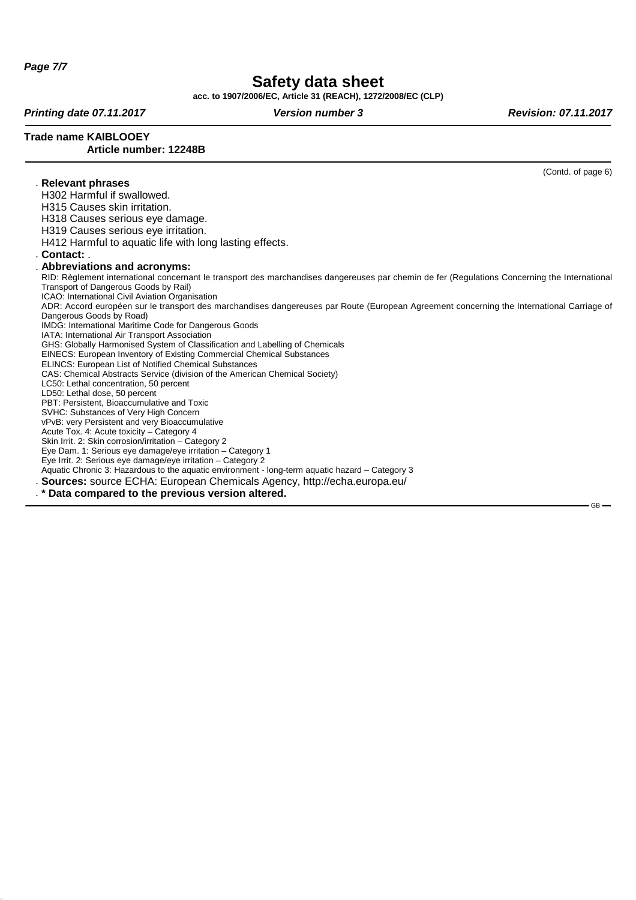# Safety data sheet

acc. to 1907/2006/EC, Article 31 (REACH), 1272/2008/EC (CLP)

*Printing date 07.11.2017* *Version number 3* *Revision: 07.11.2017*

**Trade name KAIBLOOEY**
**Article number: 12248B**

(Contd. of page 6)

- **Relevant phrases**
  H302 Harmful if swallowed.
  H315 Causes skin irritation.
  H318 Causes serious eye damage.
  H319 Causes serious eye irritation.
  H412 Harmful to aquatic life with long lasting effects.
- **Contact:** .
- **Abbreviations and acronyms:**
  RID: Règlement international concernant le transport des marchandises dangereuses par chemin de fer (Regulations Concerning the International Transport of Dangerous Goods by Rail)
  ICAO: International Civil Aviation Organisation
  ADR: Accord européen sur le transport des marchandises dangereuses par Route (European Agreement concerning the International Carriage of Dangerous Goods by Road)
  IMDG: International Maritime Code for Dangerous Goods
  IATA: International Air Transport Association
  GHS: Globally Harmonised System of Classification and Labelling of Chemicals
  EINECS: European Inventory of Existing Commercial Chemical Substances
  ELINCS: European List of Notified Chemical Substances
  CAS: Chemical Abstracts Service (division of the American Chemical Society)
  LC50: Lethal concentration, 50 percent
  LD50: Lethal dose, 50 percent
  PBT: Persistent, Bioaccumulative and Toxic
  SVHC: Substances of Very High Concern
  vPvB: very Persistent and very Bioaccumulative
  Acute Tox. 4: Acute toxicity – Category 4
  Skin Irrit. 2: Skin corrosion/irritation – Category 2
  Eye Dam. 1: Serious eye damage/eye irritation – Category 1
  Eye Irrit. 2: Serious eye damage/eye irritation – Category 2
  Aquatic Chronic 3: Hazardous to the aquatic environment - long-term aquatic hazard – Category 3
- **Sources:** source ECHA: European Chemicals Agency, http://echa.europa.eu/
- **\* Data compared to the previous version altered.**

GB